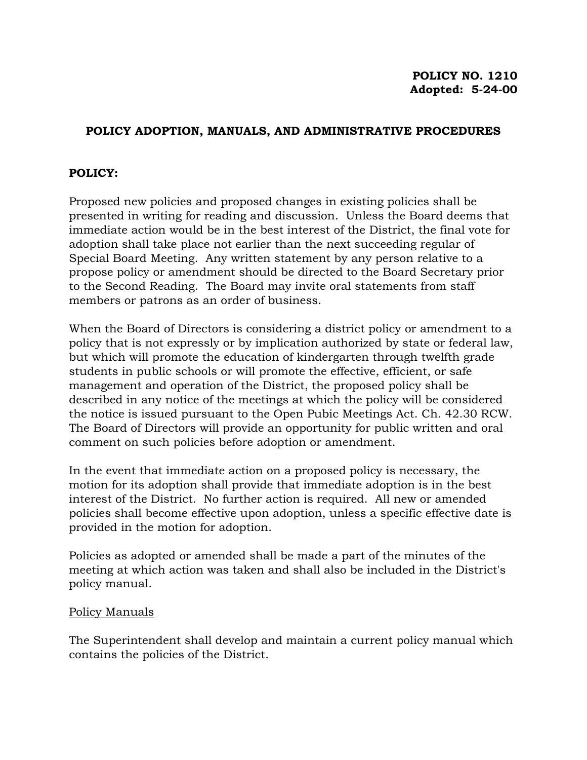**POLICY NO. 1210**
**Adopted: 5-24-00**

# POLICY ADOPTION, MANUALS, AND ADMINISTRATIVE PROCEDURES

## POLICY:

Proposed new policies and proposed changes in existing policies shall be presented in writing for reading and discussion. Unless the Board deems that immediate action would be in the best interest of the District, the final vote for adoption shall take place not earlier than the next succeeding regular of Special Board Meeting. Any written statement by any person relative to a propose policy or amendment should be directed to the Board Secretary prior to the Second Reading. The Board may invite oral statements from staff members or patrons as an order of business.

When the Board of Directors is considering a district policy or amendment to a policy that is not expressly or by implication authorized by state or federal law, but which will promote the education of kindergarten through twelfth grade students in public schools or will promote the effective, efficient, or safe management and operation of the District, the proposed policy shall be described in any notice of the meetings at which the policy will be considered the notice is issued pursuant to the Open Pubic Meetings Act. Ch. 42.30 RCW. The Board of Directors will provide an opportunity for public written and oral comment on such policies before adoption or amendment.

In the event that immediate action on a proposed policy is necessary, the motion for its adoption shall provide that immediate adoption is in the best interest of the District. No further action is required. All new or amended policies shall become effective upon adoption, unless a specific effective date is provided in the motion for adoption.

Policies as adopted or amended shall be made a part of the minutes of the meeting at which action was taken and shall also be included in the District's policy manual.

<u>Policy Manuals</u>

The Superintendent shall develop and maintain a current policy manual which contains the policies of the District.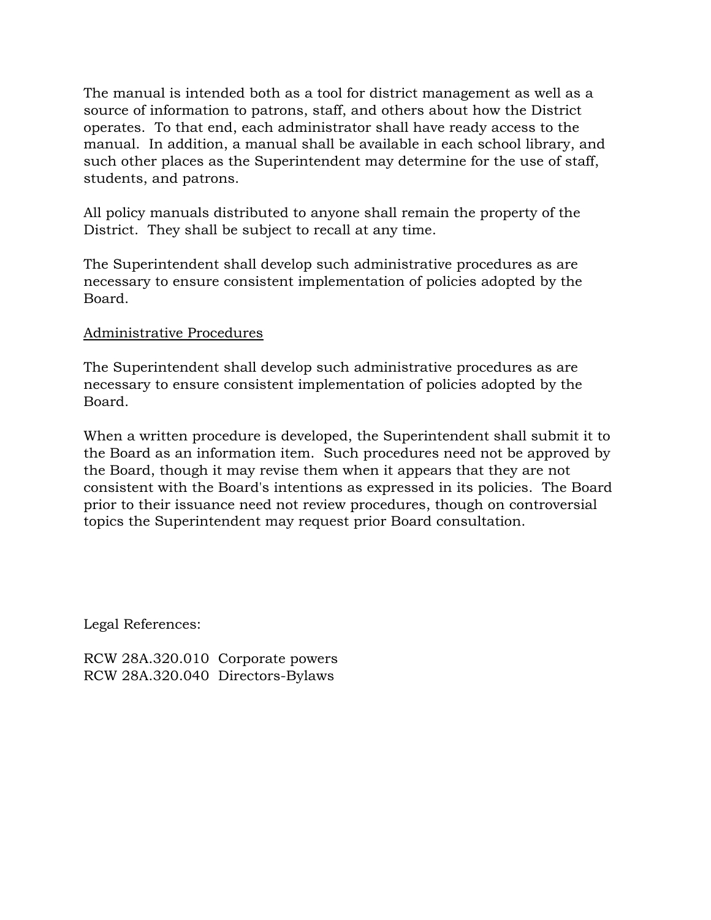The manual is intended both as a tool for district management as well as a source of information to patrons, staff, and others about how the District operates. To that end, each administrator shall have ready access to the manual. In addition, a manual shall be available in each school library, and such other places as the Superintendent may determine for the use of staff, students, and patrons.

All policy manuals distributed to anyone shall remain the property of the District. They shall be subject to recall at any time.

The Superintendent shall develop such administrative procedures as are necessary to ensure consistent implementation of policies adopted by the Board.

<u>Administrative Procedures</u>

The Superintendent shall develop such administrative procedures as are necessary to ensure consistent implementation of policies adopted by the Board.

When a written procedure is developed, the Superintendent shall submit it to the Board as an information item. Such procedures need not be approved by the Board, though it may revise them when it appears that they are not consistent with the Board's intentions as expressed in its policies. The Board prior to their issuance need not review procedures, though on controversial topics the Superintendent may request prior Board consultation.

Legal References:

RCW 28A.320.010 Corporate powers
RCW 28A.320.040 Directors-Bylaws